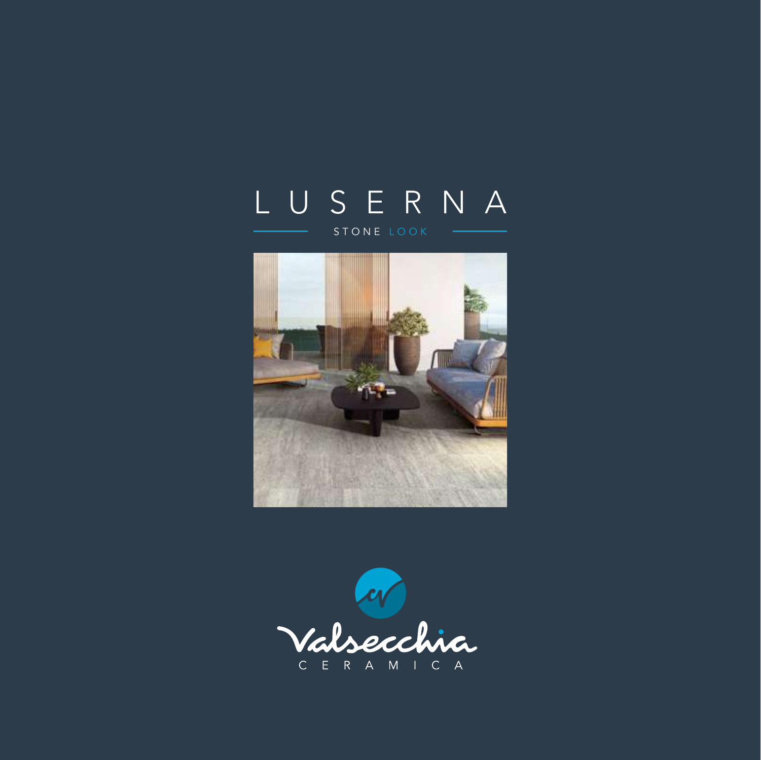# LUSERNA

STONE LOOK

Valsecchia

CERAMICA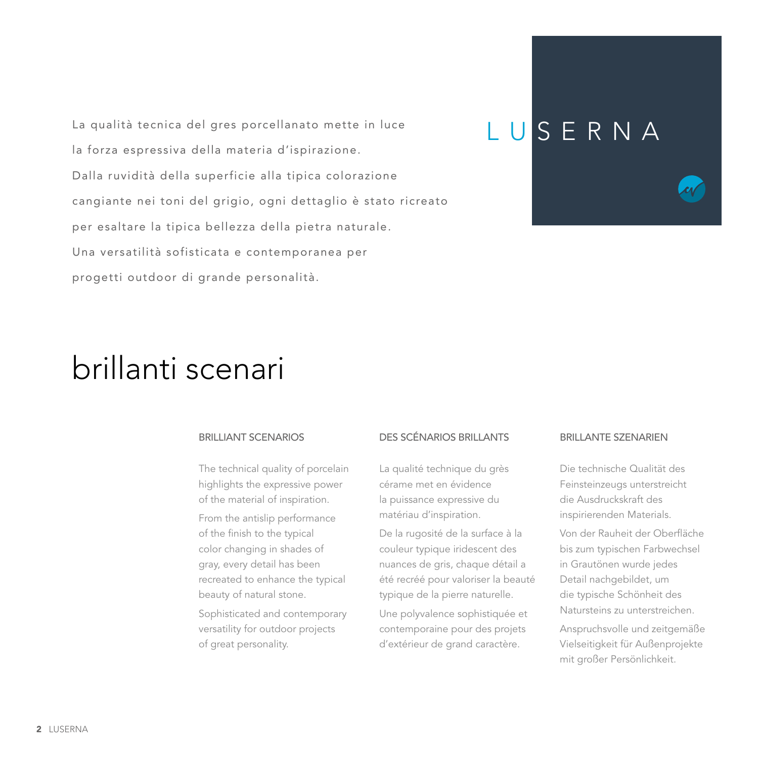La qualità tecnica del gres porcellanato mette in luce la forza espressiva della materia d'ispirazione. Dalla ruvidità della superficie alla tipica colorazione cangiante nei toni del grigio, ogni dettaglio è stato ricreato per esaltare la tipica bellezza della pietra naturale. Una versatilità sofisticata e contemporanea per progetti outdoor di grande personalità.

LUSERNA

# brillanti scenari

### BRILLIANT SCENARIOS

The technical quality of porcelain highlights the expressive power of the material of inspiration.

From the antislip performance of the finish to the typical color changing in shades of gray, every detail has been recreated to enhance the typical beauty of natural stone.

Sophisticated and contemporary versatility for outdoor projects of great personality.

### DES SCÉNARIOS BRILLANTS

La qualité technique du grès cérame met en évidence la puissance expressive du matériau d'inspiration.

De la rugosité de la surface à la couleur typique iridescent des nuances de gris, chaque détail a été recréé pour valoriser la beauté typique de la pierre naturelle.

Une polyvalence sophistiquée et contemporaine pour des projets d'extérieur de grand caractère.

### BRILLANTE SZENARIEN

Die technische Qualität des Feinsteinzeugs unterstreicht die Ausdruckskraft des inspirierenden Materials.

Von der Rauheit der Oberfläche bis zum typischen Farbwechsel in Grautönen wurde jedes Detail nachgebildet, um die typische Schönheit des Natursteins zu unterstreichen.

Anspruchsvolle und zeitgemäße Vielseitigkeit für Außenprojekte mit großer Persönlichkeit.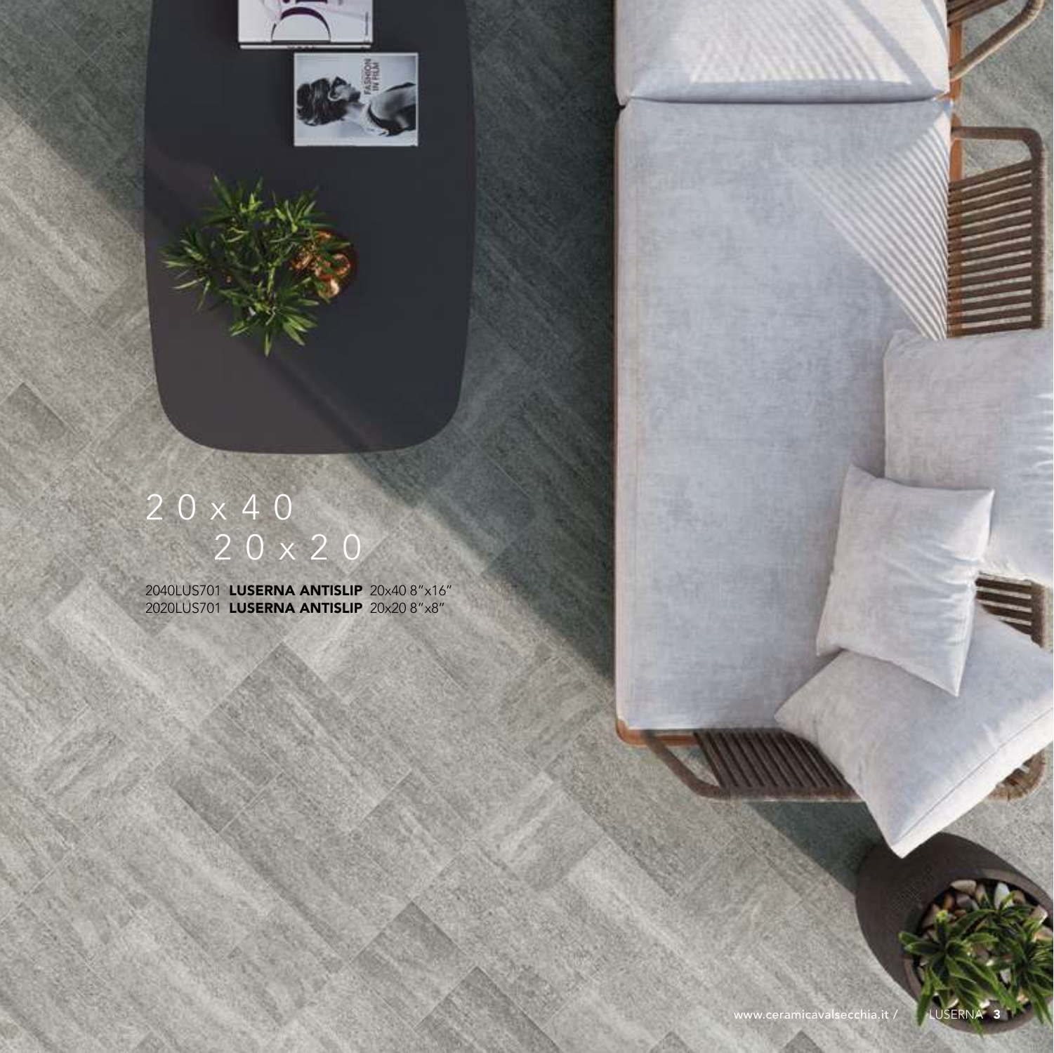# 20x40
# 20x20

2040LUS701 **LUSERNA ANTISLIP** 20x40 8″x16″
2020LUS701 **LUSERNA ANTISLIP** 20x20 8″x8″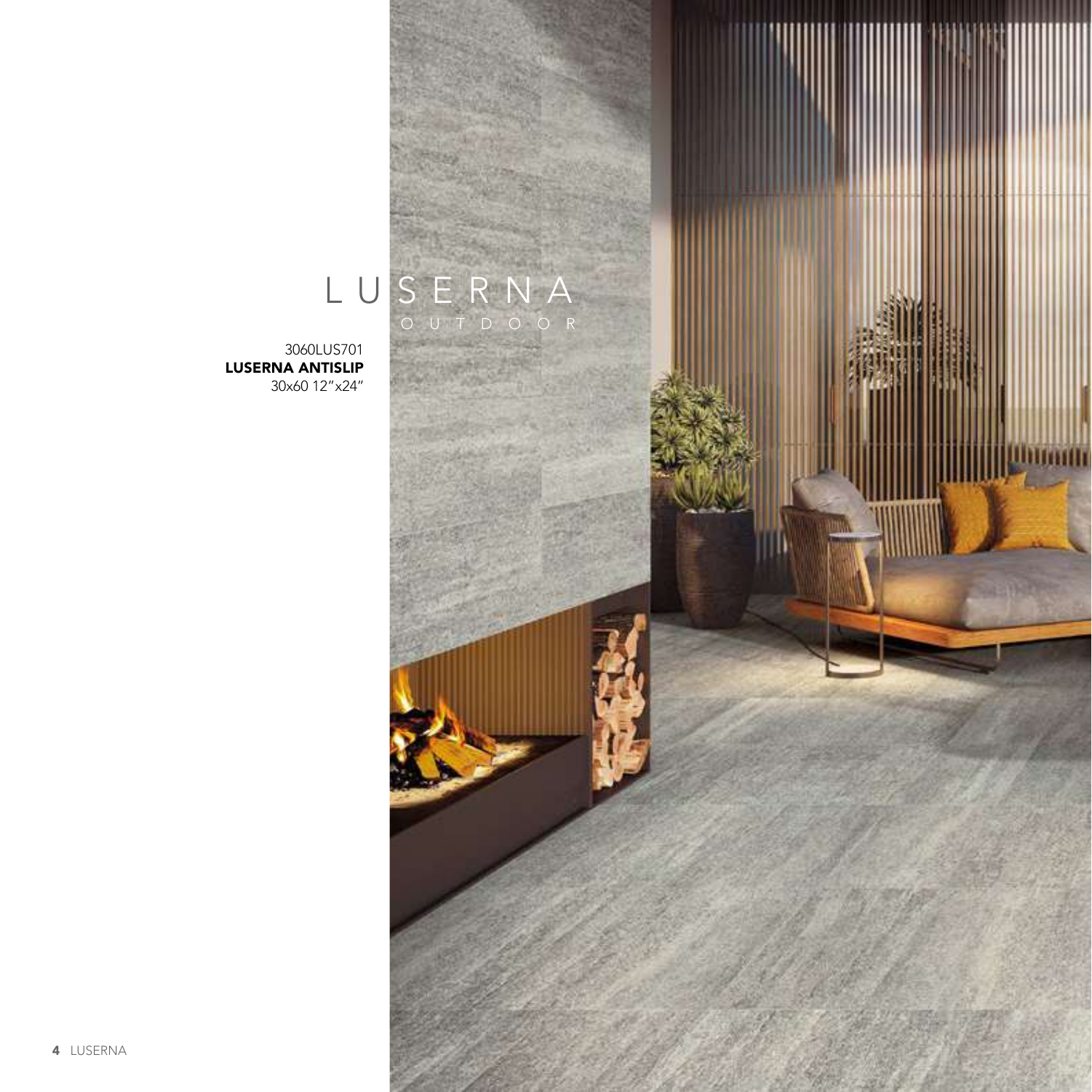# LUSERNA

OUTDOOR

3060LUS701
**LUSERNA ANTISLIP**
30x60 12"x24"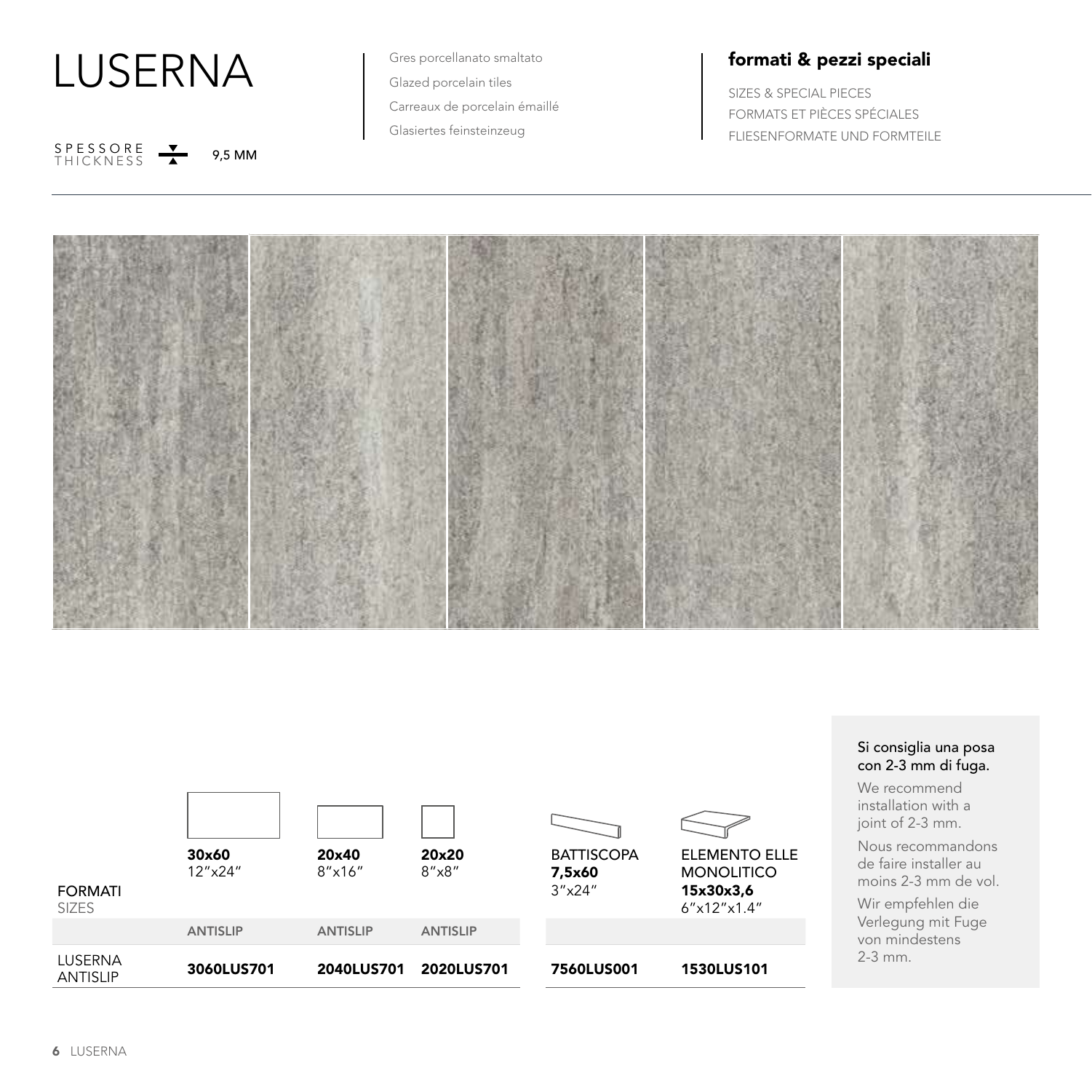# LUSERNA

SPESSORE
THICKNESS 9,5 MM

Gres porcellanato smaltato
Glazed porcelain tiles
Carreaux de porcelain émaillé
Glasiertes feinsteinzeug

## formati & pezzi speciali

SIZES & SPECIAL PIECES
FORMATS ET PIÈCES SPÉCIALES
FLIESENFORMATE UND FORMTEILE

| FORMATI SIZES | **30x60** 12"x24" | **20x40** 8"x16" | **20x20** 8"x8" | BATTISCOPA **7,5x60** 3"x24" | ELEMENTO ELLE MONOLITICO **15x30x3,6** 6"x12"x1.4" |
|---|---|---|---|---|---|
| | ANTISLIP | ANTISLIP | ANTISLIP | | |
| LUSERNA ANTISLIP | **3060LUS701** | **2040LUS701** | **2020LUS701** | **7560LUS001** | **1530LUS101** |

Si consiglia una posa con 2-3 mm di fuga.

We recommend installation with a joint of 2-3 mm.

Nous recommandons de faire installer au moins 2-3 mm de vol.

Wir empfehlen die Verlegung mit Fuge von mindestens 2-3 mm.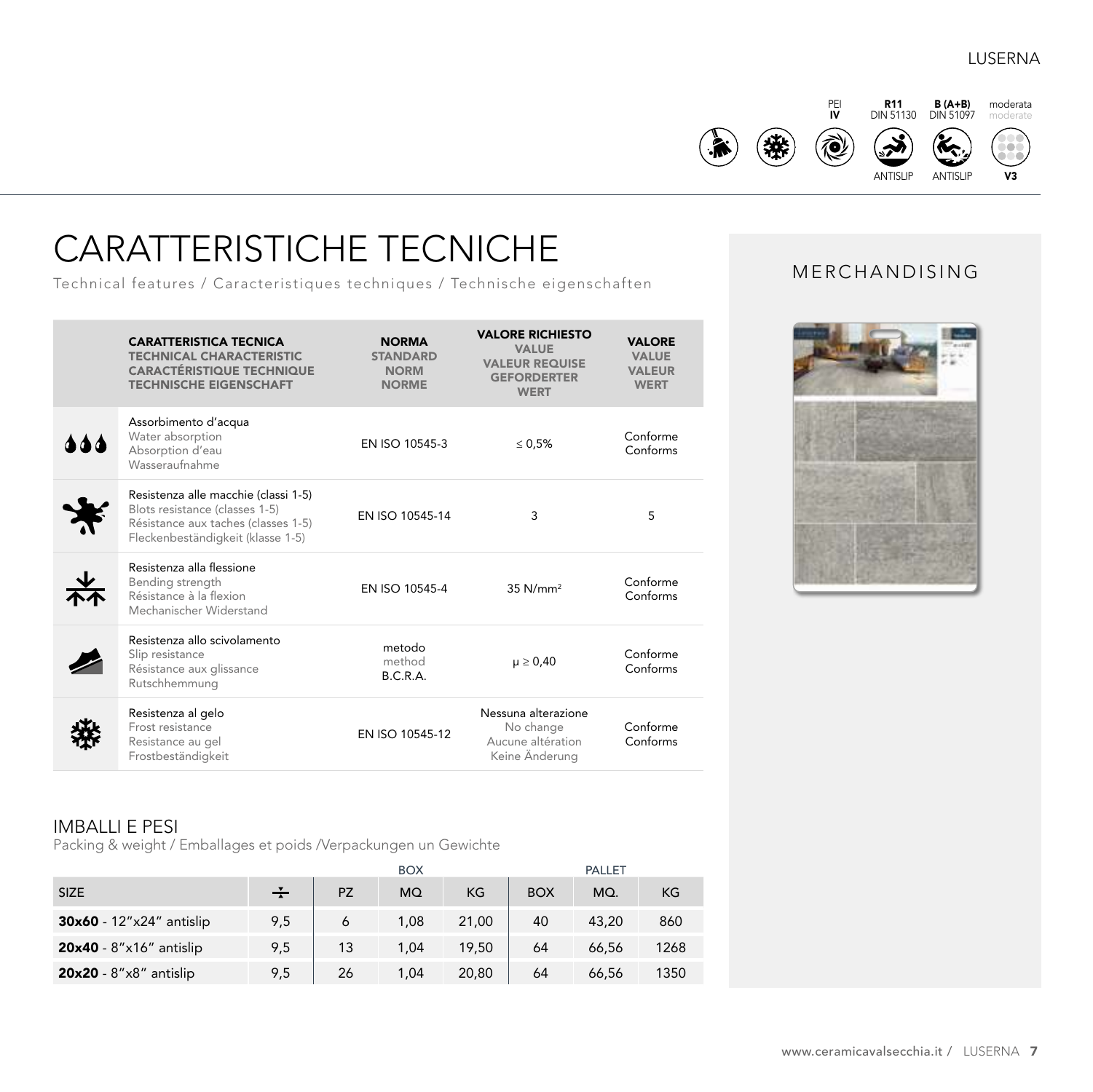PEI **IV** | **R11** DIN 51130 ANTISLIP | **B (A+B)** DIN 51097 ANTISLIP | moderata moderate **V3**

# CARATTERISTICHE TECNICHE

Technical features / Caracteristiques techniques / Technische eigenschaften

| | CARATTERISTICA TECNICA<br>TECHNICAL CHARACTERISTIC<br>CARACTÉRISTIQUE TECHNIQUE<br>TECHNISCHE EIGENSCHAFT | NORMA<br>STANDARD<br>NORM<br>NORME | VALORE RICHIESTO<br>VALUE<br>VALEUR REQUISE<br>GEFORDERTER<br>WERT | VALORE<br>VALUE<br>VALEUR<br>WERT |
|---|---|---|---|---|
| | Assorbimento d'acqua<br>Water absorption<br>Absorption d'eau<br>Wasseraufnahme | EN ISO 10545-3 | ≤ 0,5% | Conforme<br>Conforms |
| | Resistenza alle macchie (classi 1-5)<br>Blots resistance (classes 1-5)<br>Résistance aux taches (classes 1-5)<br>Fleckenbeständigkeit (klasse 1-5) | EN ISO 10545-14 | 3 | 5 |
| | Resistenza alla flessione<br>Bending strength<br>Résistance à la flexion<br>Mechanischer Widerstand | EN ISO 10545-4 | 35 N/mm² | Conforme<br>Conforms |
| | Resistenza allo scivolamento<br>Slip resistance<br>Résistance aux glissance<br>Rutschhemmung | metodo<br>method<br>B.C.R.A. | μ ≥ 0,40 | Conforme<br>Conforms |
| | Resistenza al gelo<br>Frost resistance<br>Resistance au gel<br>Frostbeständigkeit | EN ISO 10545-12 | Nessuna alterazione<br>No change<br>Aucune altération<br>Keine Änderung | Conforme<br>Conforms |

## IMBALLI E PESI

Packing & weight / Emballages et poids /Verpackungen un Gewichte

| | | BOX | | | PALLET | | |
|---|---|---|---|---|---|---|---|
| SIZE | ∓ | PZ | MQ | KG | BOX | MQ. | KG |
| **30x60** - 12"x24" antislip | 9,5 | 6 | 1,08 | 21,00 | 40 | 43,20 | 860 |
| **20x40** - 8"x16" antislip | 9,5 | 13 | 1,04 | 19,50 | 64 | 66,56 | 1268 |
| **20x20** - 8"x8" antislip | 9,5 | 26 | 1,04 | 20,80 | 64 | 66,56 | 1350 |

## MERCHANDISING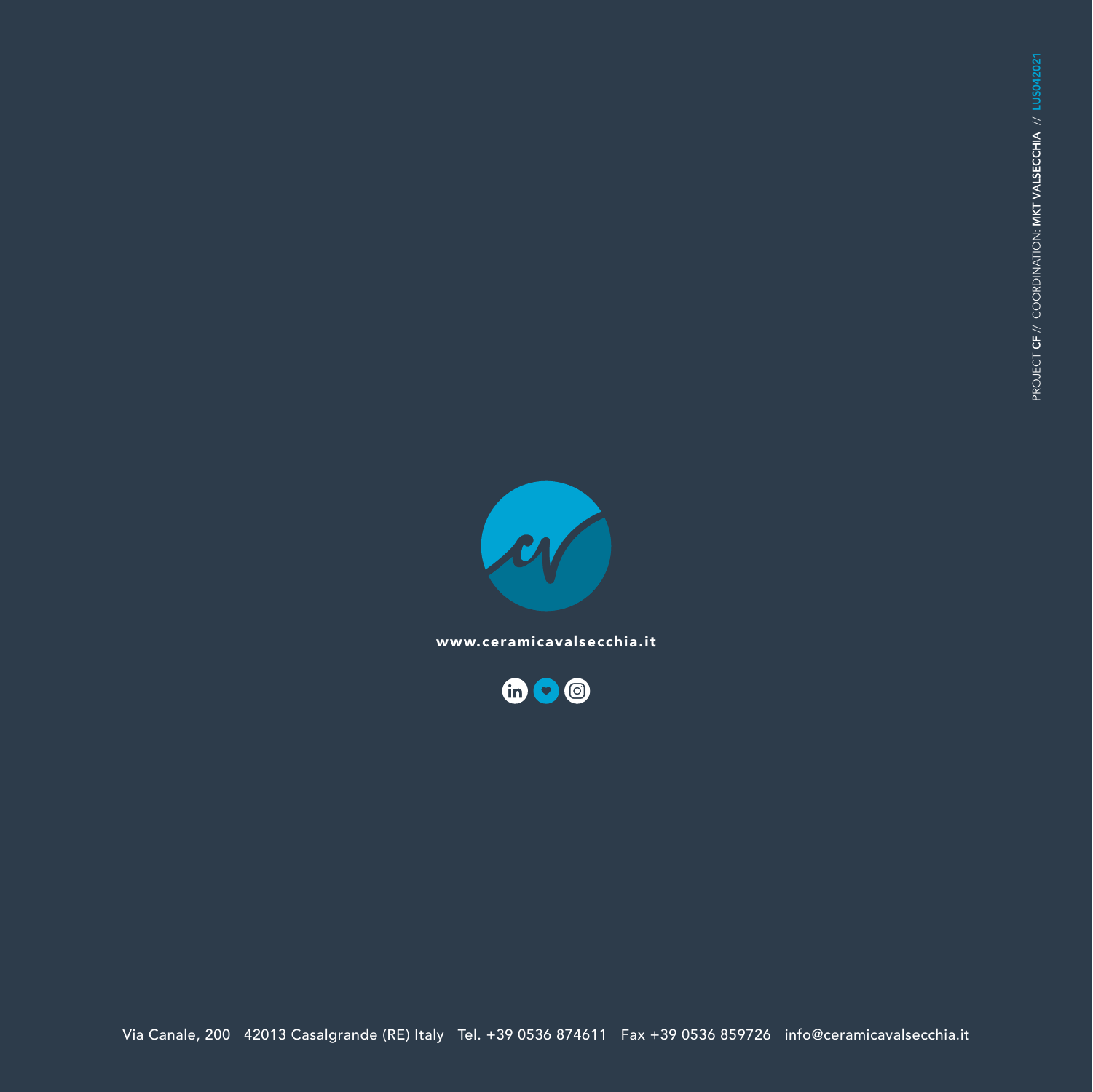PROJECT **CF** // COORDINATION: **MKT VALSECCHIA** // LUS042021

**www.ceramicavalsecchia.it**

Via Canale, 200 42013 Casalgrande (RE) Italy Tel. +39 0536 874611 Fax +39 0536 859726 info@ceramicavalsecchia.it